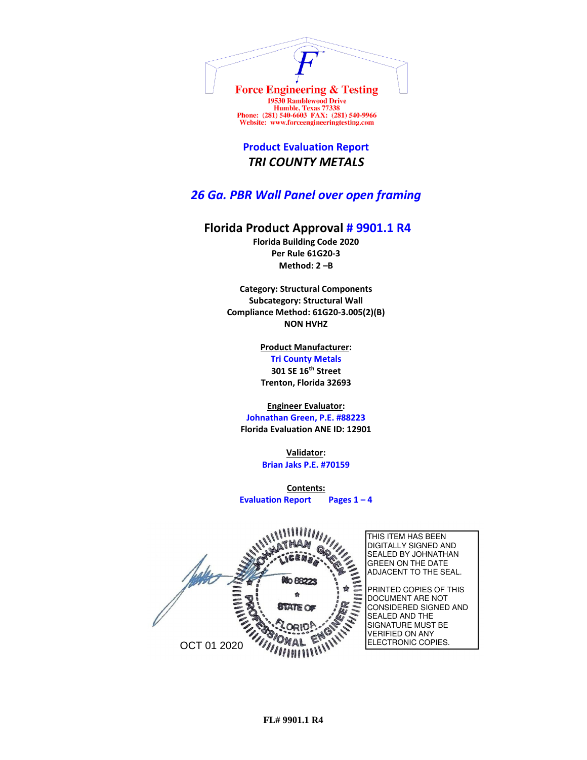**Force Engineering & Testing**
19530 Ramblewood Drive
Humble, Texas 77338
Phone: (281) 540-6603 FAX: (281) 540-9966
Website: www.forceengineeringtesting.com

## Product Evaluation Report
## *TRI COUNTY METALS*

## *26 Ga. PBR Wall Panel over open framing*

# Florida Product Approval # 9901.1 R4

**Florida Building Code 2020**
**Per Rule 61G20-3**
**Method: 2 –B**

**Category: Structural Components**
**Subcategory: Structural Wall**
**Compliance Method: 61G20-3.005(2)(B)**
**NON HVHZ**

**Product Manufacturer:**
**Tri County Metals**
**301 SE 16th Street**
**Trenton, Florida 32693**

**Engineer Evaluator:**
**Johnathan Green, P.E. #88223**
**Florida Evaluation ANE ID: 12901**

**Validator:**
**Brian Jaks P.E. #70159**

**Contents:**
**Evaluation Report Pages 1 – 4**

JOHNATHAN GREEN
LICENSE
No 88223
STATE OF
FLORIDA
PROFESSIONAL ENGINEER

OCT 01 2020

THIS ITEM HAS BEEN DIGITALLY SIGNED AND SEALED BY JOHNATHAN GREEN ON THE DATE ADJACENT TO THE SEAL.

PRINTED COPIES OF THIS DOCUMENT ARE NOT CONSIDERED SIGNED AND SEALED AND THE SIGNATURE MUST BE VERIFIED ON ANY ELECTRONIC COPIES.

FL# 9901.1 R4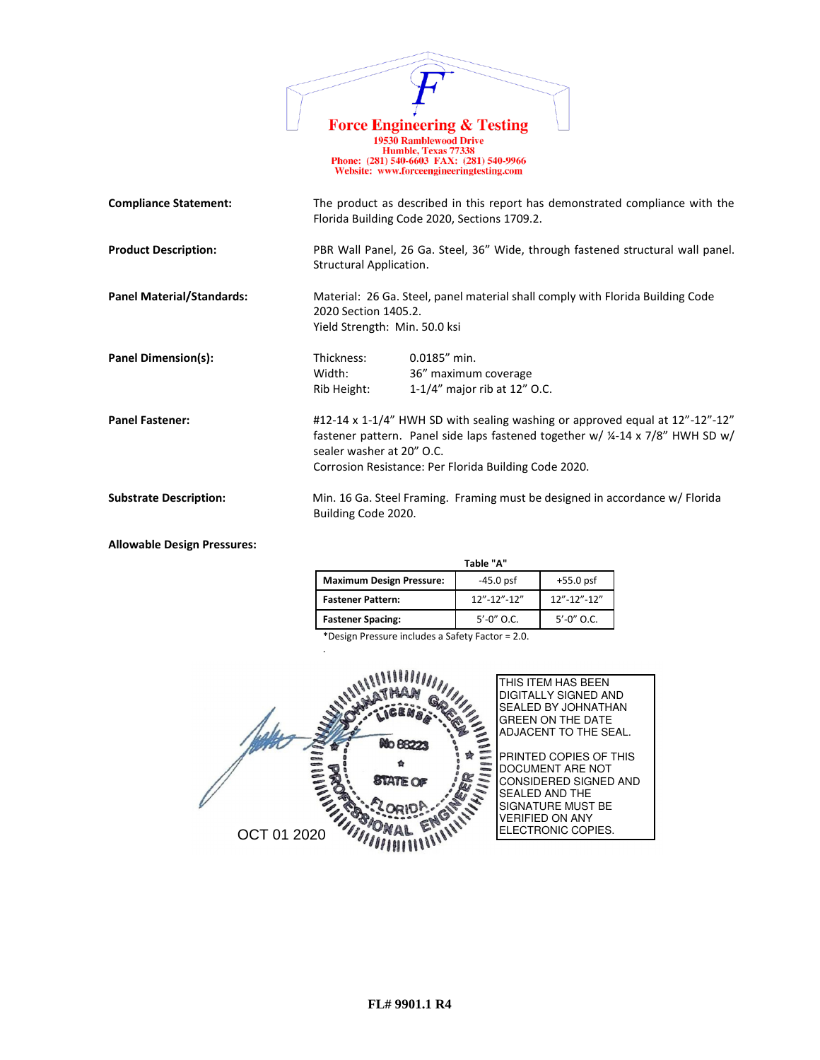**Force Engineering & Testing**
19530 Ramblewood Drive
Humble, Texas 77338
Phone: (281) 540-6603 FAX: (281) 540-9966
Website: www.forceengineeringtesting.com

**Compliance Statement:** The product as described in this report has demonstrated compliance with the Florida Building Code 2020, Sections 1709.2.

**Product Description:** PBR Wall Panel, 26 Ga. Steel, 36" Wide, through fastened structural wall panel. Structural Application.

**Panel Material/Standards:** Material: 26 Ga. Steel, panel material shall comply with Florida Building Code 2020 Section 1405.2.
Yield Strength: Min. 50.0 ksi

**Panel Dimension(s):**
Thickness: 0.0185" min.
Width: 36" maximum coverage
Rib Height: 1-1/4" major rib at 12" O.C.

**Panel Fastener:** #12-14 x 1-1/4" HWH SD with sealing washing or approved equal at 12"-12"-12" fastener pattern. Panel side laps fastened together w/ ¼-14 x 7/8" HWH SD w/ sealer washer at 20" O.C.
Corrosion Resistance: Per Florida Building Code 2020.

**Substrate Description:** Min. 16 Ga. Steel Framing. Framing must be designed in accordance w/ Florida Building Code 2020.

**Allowable Design Pressures:**

Table "A"

| Maximum Design Pressure: | -45.0 psf | +55.0 psf |
|---|---|---|
| Fastener Pattern: | 12"-12"-12" | 12"-12"-12" |
| Fastener Spacing: | 5'-0" O.C. | 5'-0" O.C. |

*Design Pressure includes a Safety Factor = 2.0.

JOHNATHAN GREEN LICENSE No 88223 STATE OF FLORIDA PROFESSIONAL ENGINEER

OCT 01 2020

THIS ITEM HAS BEEN DIGITALLY SIGNED AND SEALED BY JOHNATHAN GREEN ON THE DATE ADJACENT TO THE SEAL.

PRINTED COPIES OF THIS DOCUMENT ARE NOT CONSIDERED SIGNED AND SEALED AND THE SIGNATURE MUST BE VERIFIED ON ANY ELECTRONIC COPIES.

FL# 9901.1 R4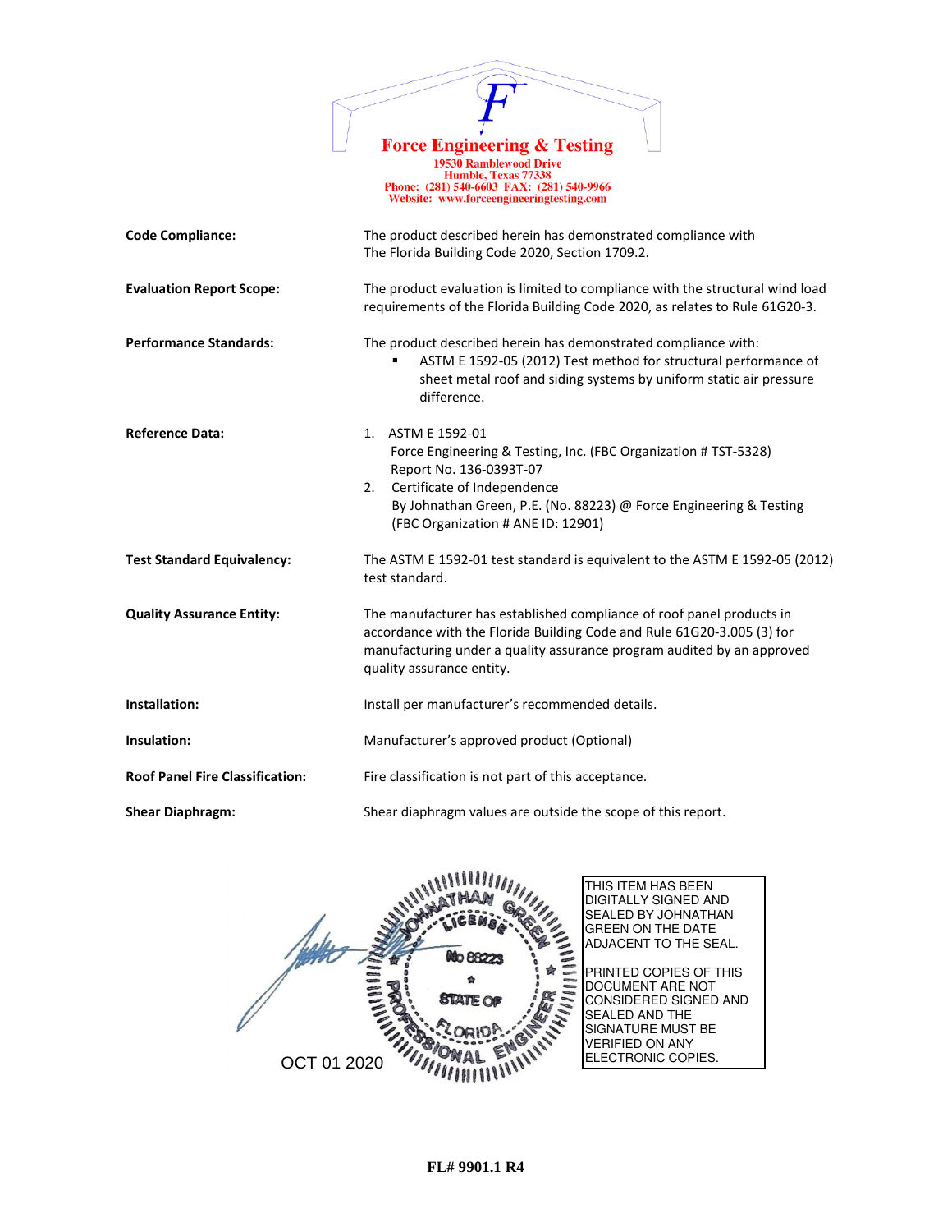**Force Engineering & Testing**
19530 Ramblewood Drive
Humble, Texas 77338
Phone: (281) 540-6603 FAX: (281) 540-9966
Website: www.forceengineeringtesting.com

| | |
|---|---|
| **Code Compliance:** | The product described herein has demonstrated compliance with The Florida Building Code 2020, Section 1709.2. |
| **Evaluation Report Scope:** | The product evaluation is limited to compliance with the structural wind load requirements of the Florida Building Code 2020, as relates to Rule 61G20-3. |
| **Performance Standards:** | The product described herein has demonstrated compliance with: ▪ ASTM E 1592-05 (2012) Test method for structural performance of sheet metal roof and siding systems by uniform static air pressure difference. |
| **Reference Data:** | 1. ASTM E 1592-01 Force Engineering & Testing, Inc. (FBC Organization # TST-5328) Report No. 136-0393T-07<br>2. Certificate of Independence By Johnathan Green, P.E. (No. 88223) @ Force Engineering & Testing (FBC Organization # ANE ID: 12901) |
| **Test Standard Equivalency:** | The ASTM E 1592-01 test standard is equivalent to the ASTM E 1592-05 (2012) test standard. |
| **Quality Assurance Entity:** | The manufacturer has established compliance of roof panel products in accordance with the Florida Building Code and Rule 61G20-3.005 (3) for manufacturing under a quality assurance program audited by an approved quality assurance entity. |
| **Installation:** | Install per manufacturer's recommended details. |
| **Insulation:** | Manufacturer's approved product (Optional) |
| **Roof Panel Fire Classification:** | Fire classification is not part of this acceptance. |
| **Shear Diaphragm:** | Shear diaphragm values are outside the scope of this report. |

JOHNATHAN GREEN
LICENSE
No 88223
STATE OF FLORIDA
PROFESSIONAL ENGINEER

OCT 01 2020

THIS ITEM HAS BEEN DIGITALLY SIGNED AND SEALED BY JOHNATHAN GREEN ON THE DATE ADJACENT TO THE SEAL.

PRINTED COPIES OF THIS DOCUMENT ARE NOT CONSIDERED SIGNED AND SEALED AND THE SIGNATURE MUST BE VERIFIED ON ANY ELECTRONIC COPIES.

**FL# 9901.1 R4**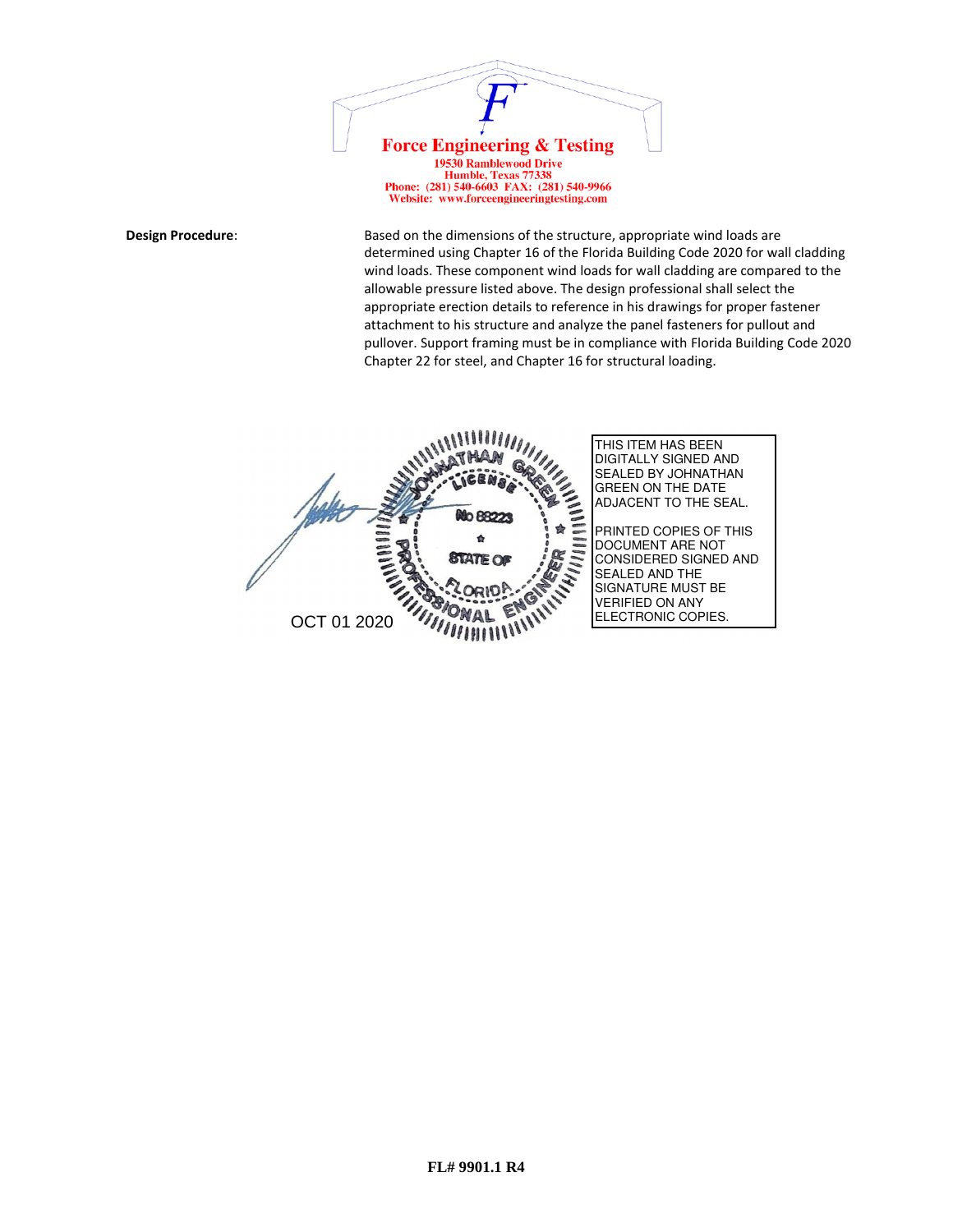**Force Engineering & Testing**
19530 Ramblewood Drive
Humble, Texas 77338
Phone: (281) 540-6603 FAX: (281) 540-9966
Website: www.forceengineeringtesting.com

**Design Procedure**: Based on the dimensions of the structure, appropriate wind loads are determined using Chapter 16 of the Florida Building Code 2020 for wall cladding wind loads. These component wind loads for wall cladding are compared to the allowable pressure listed above. The design professional shall select the appropriate erection details to reference in his drawings for proper fastener attachment to his structure and analyze the panel fasteners for pullout and pullover. Support framing must be in compliance with Florida Building Code 2020 Chapter 22 for steel, and Chapter 16 for structural loading.

JOHNATHAN GREEN
LICENSE
No 88223
STATE OF
FLORIDA
PROFESSIONAL ENGINEER

OCT 01 2020

THIS ITEM HAS BEEN DIGITALLY SIGNED AND SEALED BY JOHNATHAN GREEN ON THE DATE ADJACENT TO THE SEAL.

PRINTED COPIES OF THIS DOCUMENT ARE NOT CONSIDERED SIGNED AND SEALED AND THE SIGNATURE MUST BE VERIFIED ON ANY ELECTRONIC COPIES.

**FL# 9901.1 R4**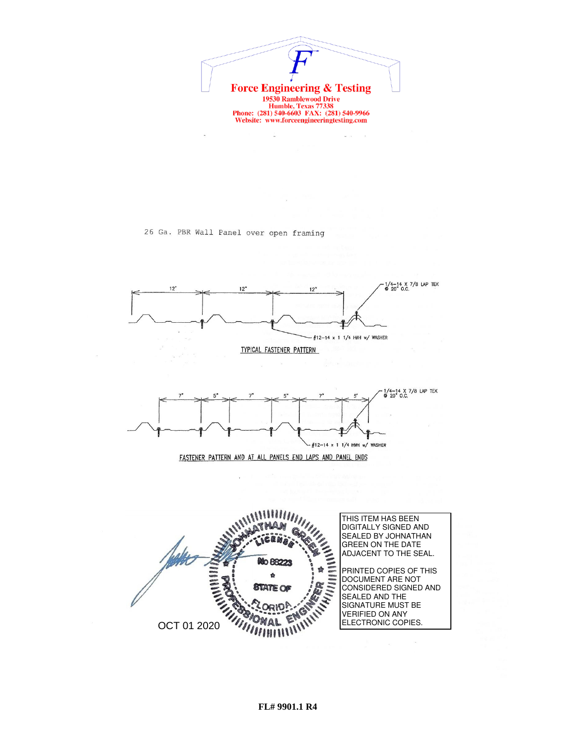**Force Engineering & Testing**
19530 Ramblewood Drive
Humble, Texas 77338
Phone: (281) 540-6603 FAX: (281) 540-9966
Website: www.forceengineeringtesting.com

26 Ga. PBR Wall Panel over open framing

12" 12" 12"

1/4-14 X 7/8 LAP TEK @ 20" O.C.

#12-14 x 1 1/4 HWH w/ WASHER

TYPICAL FASTENER PATTERN

7" 5" 7" 5" 7" 5"

1/4-14 X 7/8 LAP TEK @ 20" O.C.

#12-14 x 1 1/4 HWH w/ WASHER

FASTENER PATTERN AND AT ALL PANELS END LAPS AND PANEL ENDS

JOHNATHAN GREEN LICENSE No 88223 STATE OF FLORIDA PROFESSIONAL ENGINEER

OCT 01 2020

THIS ITEM HAS BEEN DIGITALLY SIGNED AND SEALED BY JOHNATHAN GREEN ON THE DATE ADJACENT TO THE SEAL.

PRINTED COPIES OF THIS DOCUMENT ARE NOT CONSIDERED SIGNED AND SEALED AND THE SIGNATURE MUST BE VERIFIED ON ANY ELECTRONIC COPIES.

FL# 9901.1 R4